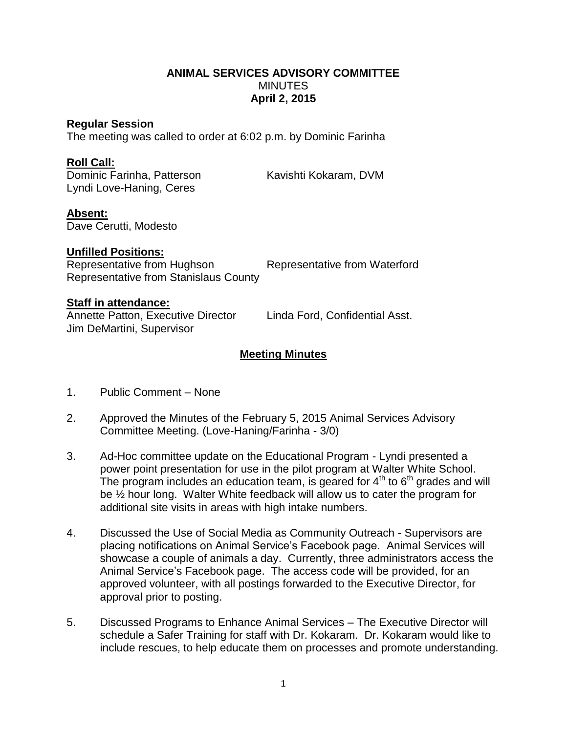**ANIMAL SERVICES ADVISORY COMMITTEE**
MINUTES
**April 2, 2015**

**Regular Session**
The meeting was called to order at 6:02 p.m. by Dominic Farinha

**Roll Call:**
Dominic Farinha, Patterson
Kavishti Kokaram, DVM
Lyndi Love-Haning, Ceres

**Absent:**
Dave Cerutti, Modesto

**Unfilled Positions:**
Representative from Hughson
Representative from Waterford
Representative from Stanislaus County

**Staff in attendance:**
Annette Patton, Executive Director
Linda Ford, Confidential Asst.
Jim DeMartini, Supervisor

**Meeting Minutes**

1. Public Comment – None

2. Approved the Minutes of the February 5, 2015 Animal Services Advisory Committee Meeting. (Love-Haning/Farinha - 3/0)

3. Ad-Hoc committee update on the Educational Program - Lyndi presented a power point presentation for use in the pilot program at Walter White School. The program includes an education team, is geared for 4th to 6th grades and will be ½ hour long. Walter White feedback will allow us to cater the program for additional site visits in areas with high intake numbers.

4. Discussed the Use of Social Media as Community Outreach - Supervisors are placing notifications on Animal Service's Facebook page. Animal Services will showcase a couple of animals a day. Currently, three administrators access the Animal Service's Facebook page. The access code will be provided, for an approved volunteer, with all postings forwarded to the Executive Director, for approval prior to posting.

5. Discussed Programs to Enhance Animal Services – The Executive Director will schedule a Safer Training for staff with Dr. Kokaram. Dr. Kokaram would like to include rescues, to help educate them on processes and promote understanding.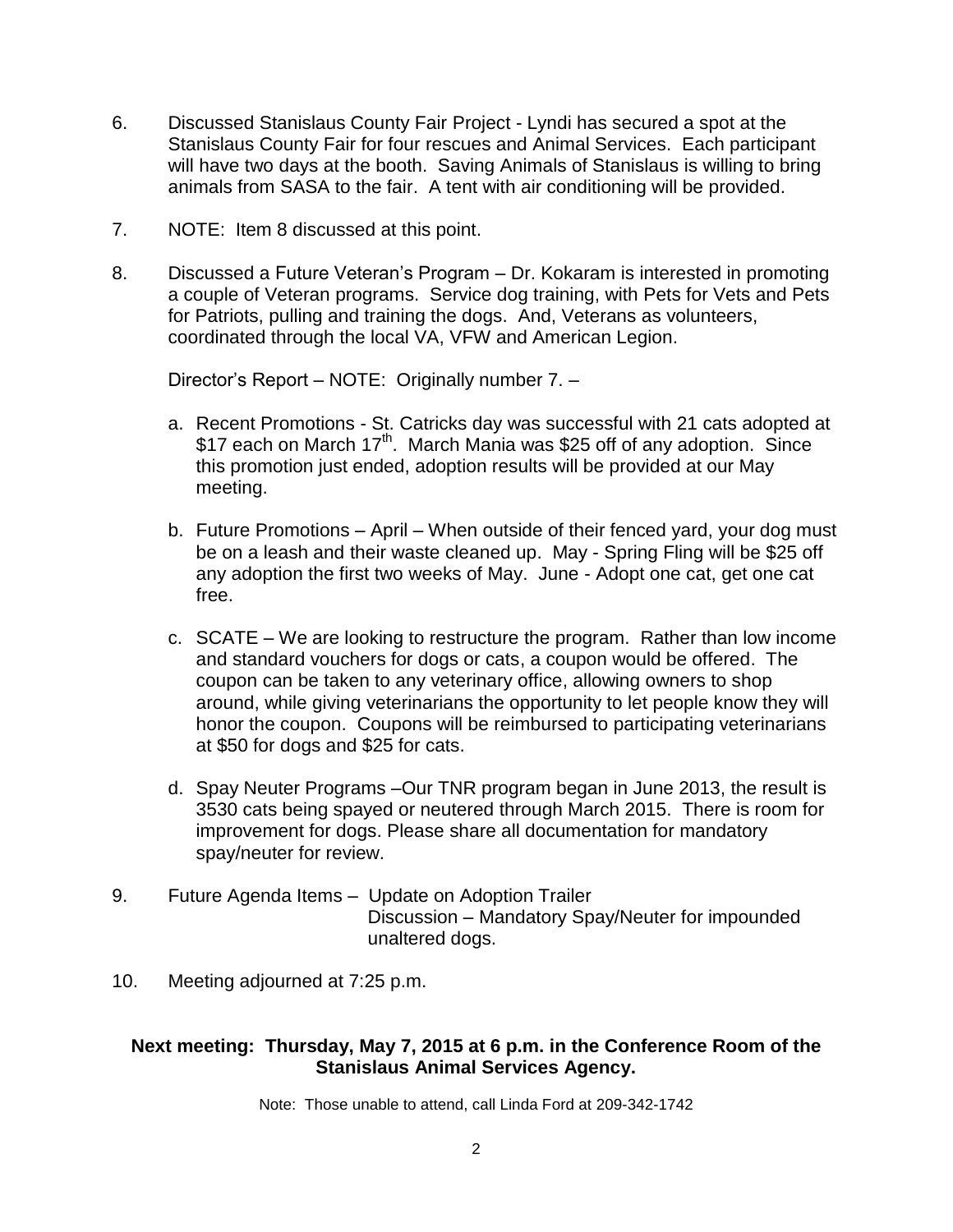6. Discussed Stanislaus County Fair Project - Lyndi has secured a spot at the Stanislaus County Fair for four rescues and Animal Services. Each participant will have two days at the booth. Saving Animals of Stanislaus is willing to bring animals from SASA to the fair. A tent with air conditioning will be provided.

7. NOTE: Item 8 discussed at this point.

8. Discussed a Future Veteran's Program – Dr. Kokaram is interested in promoting a couple of Veteran programs. Service dog training, with Pets for Vets and Pets for Patriots, pulling and training the dogs. And, Veterans as volunteers, coordinated through the local VA, VFW and American Legion.

   Director's Report – NOTE: Originally number 7. –

   a. Recent Promotions - St. Catricks day was successful with 21 cats adopted at \$17 each on March 17th. March Mania was \$25 off of any adoption. Since this promotion just ended, adoption results will be provided at our May meeting.

   b. Future Promotions – April – When outside of their fenced yard, your dog must be on a leash and their waste cleaned up. May - Spring Fling will be \$25 off any adoption the first two weeks of May. June - Adopt one cat, get one cat free.

   c. SCATE – We are looking to restructure the program. Rather than low income and standard vouchers for dogs or cats, a coupon would be offered. The coupon can be taken to any veterinary office, allowing owners to shop around, while giving veterinarians the opportunity to let people know they will honor the coupon. Coupons will be reimbursed to participating veterinarians at \$50 for dogs and \$25 for cats.

   d. Spay Neuter Programs –Our TNR program began in June 2013, the result is 3530 cats being spayed or neutered through March 2015. There is room for improvement for dogs. Please share all documentation for mandatory spay/neuter for review.

9. Future Agenda Items – Update on Adoption Trailer
   Discussion – Mandatory Spay/Neuter for impounded unaltered dogs.

10. Meeting adjourned at 7:25 p.m.

**Next meeting: Thursday, May 7, 2015 at 6 p.m. in the Conference Room of the Stanislaus Animal Services Agency.**

Note: Those unable to attend, call Linda Ford at 209-342-1742